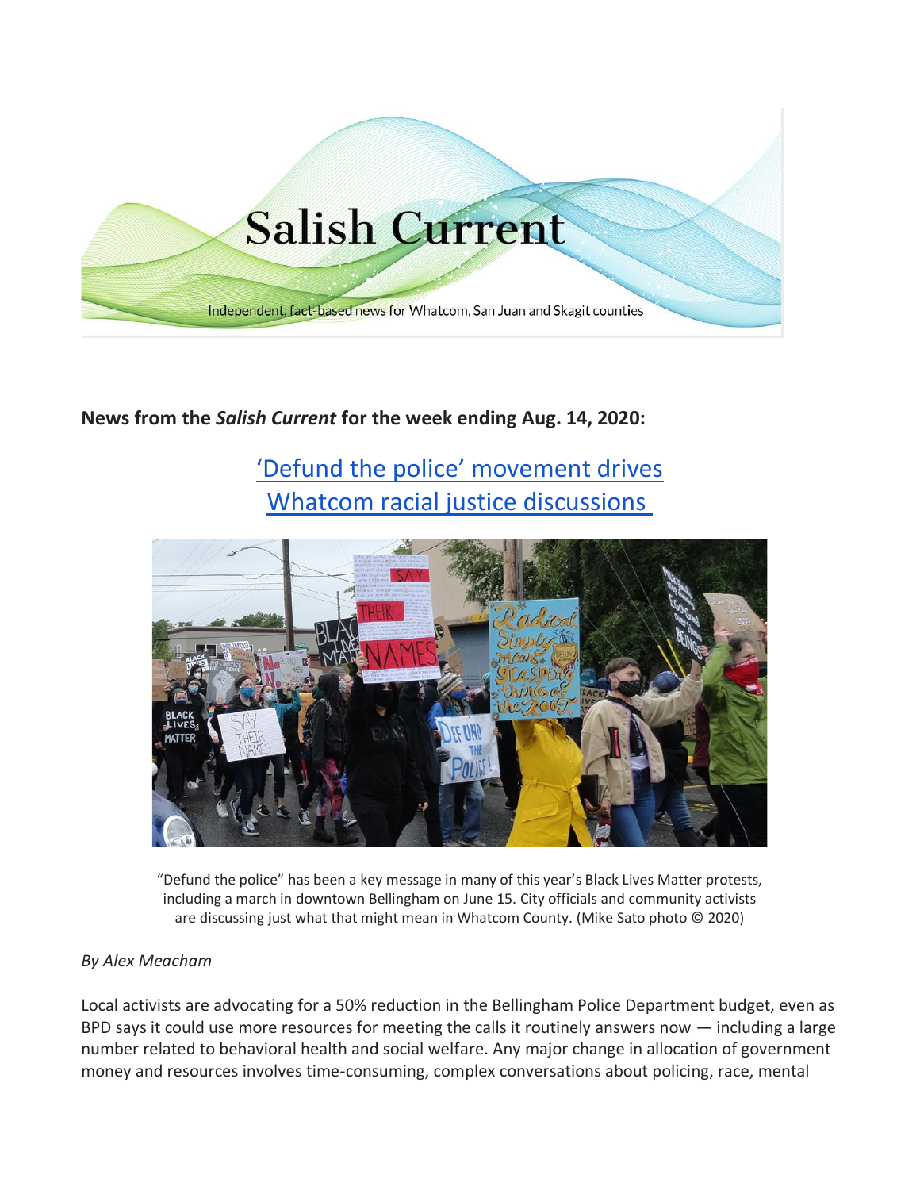**News from the *Salish Current* for the week ending Aug. 14, 2020:**

## 'Defund the police' movement drives Whatcom racial justice discussions

"Defund the police" has been a key message in many of this year's Black Lives Matter protests, including a march in downtown Bellingham on June 15. City officials and community activists are discussing just what that might mean in Whatcom County. (Mike Sato photo © 2020)

*By Alex Meacham*

Local activists are advocating for a 50% reduction in the Bellingham Police Department budget, even as BPD says it could use more resources for meeting the calls it routinely answers now — including a large number related to behavioral health and social welfare. Any major change in allocation of government money and resources involves time-consuming, complex conversations about policing, race, mental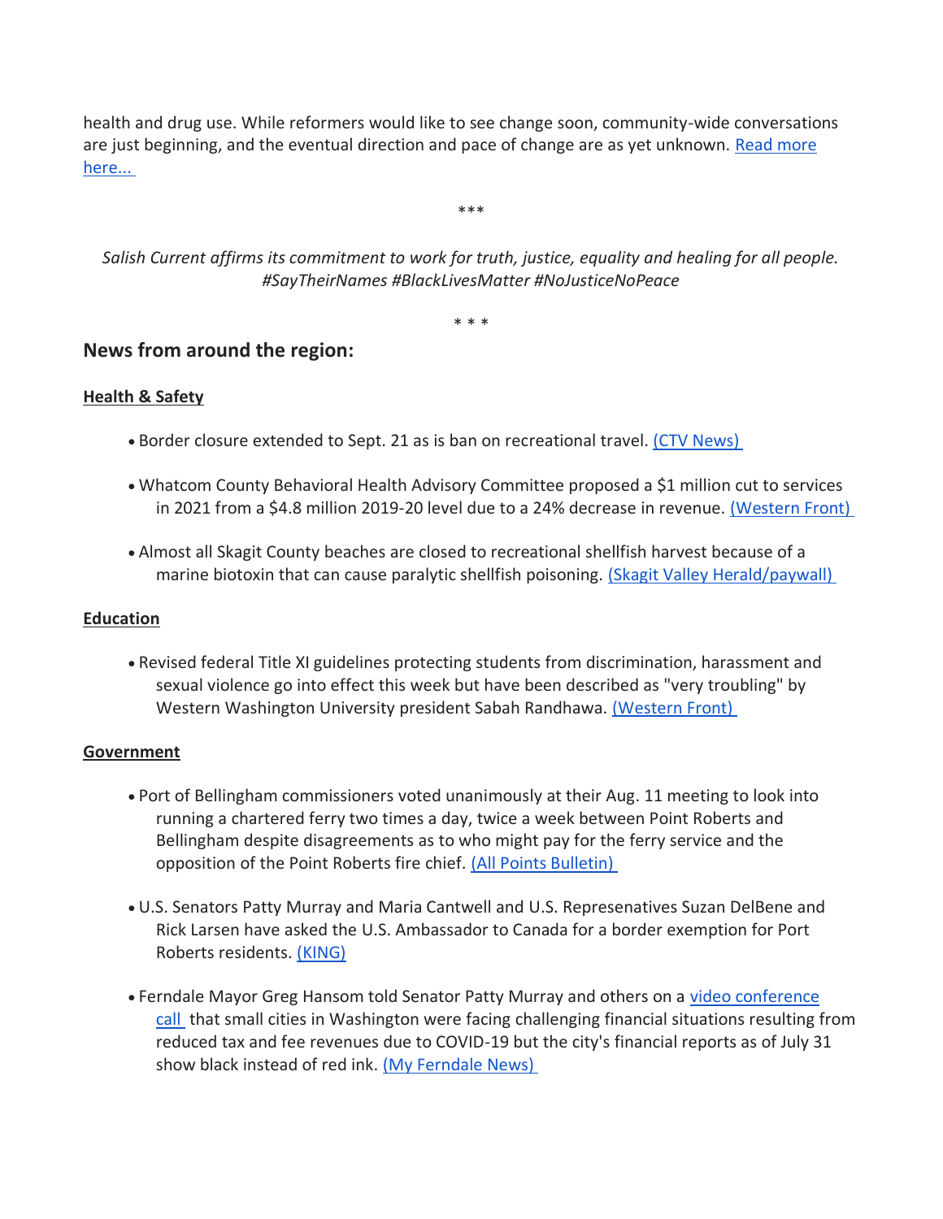health and drug use. While reformers would like to see change soon, community-wide conversations are just beginning, and the eventual direction and pace of change are as yet unknown. Read more here...

***

*Salish Current affirms its commitment to work for truth, justice, equality and healing for all people. #SayTheirNames #BlackLivesMatter #NoJusticeNoPeace*

* * *

## News from around the region:

### Health & Safety

- Border closure extended to Sept. 21 as is ban on recreational travel. (CTV News)
- Whatcom County Behavioral Health Advisory Committee proposed a $1 million cut to services in 2021 from a $4.8 million 2019-20 level due to a 24% decrease in revenue. (Western Front)
- Almost all Skagit County beaches are closed to recreational shellfish harvest because of a marine biotoxin that can cause paralytic shellfish poisoning. (Skagit Valley Herald/paywall)

### Education

- Revised federal Title XI guidelines protecting students from discrimination, harassment and sexual violence go into effect this week but have been described as "very troubling" by Western Washington University president Sabah Randhawa. (Western Front)

### Government

- Port of Bellingham commissioners voted unanimously at their Aug. 11 meeting to look into running a chartered ferry two times a day, twice a week between Point Roberts and Bellingham despite disagreements as to who might pay for the ferry service and the opposition of the Point Roberts fire chief. (All Points Bulletin)
- U.S. Senators Patty Murray and Maria Cantwell and U.S. Represenatives Suzan DelBene and Rick Larsen have asked the U.S. Ambassador to Canada for a border exemption for Port Roberts residents. (KING)
- Ferndale Mayor Greg Hansom told Senator Patty Murray and others on a video conference call that small cities in Washington were facing challenging financial situations resulting from reduced tax and fee revenues due to COVID-19 but the city's financial reports as of July 31 show black instead of red ink. (My Ferndale News)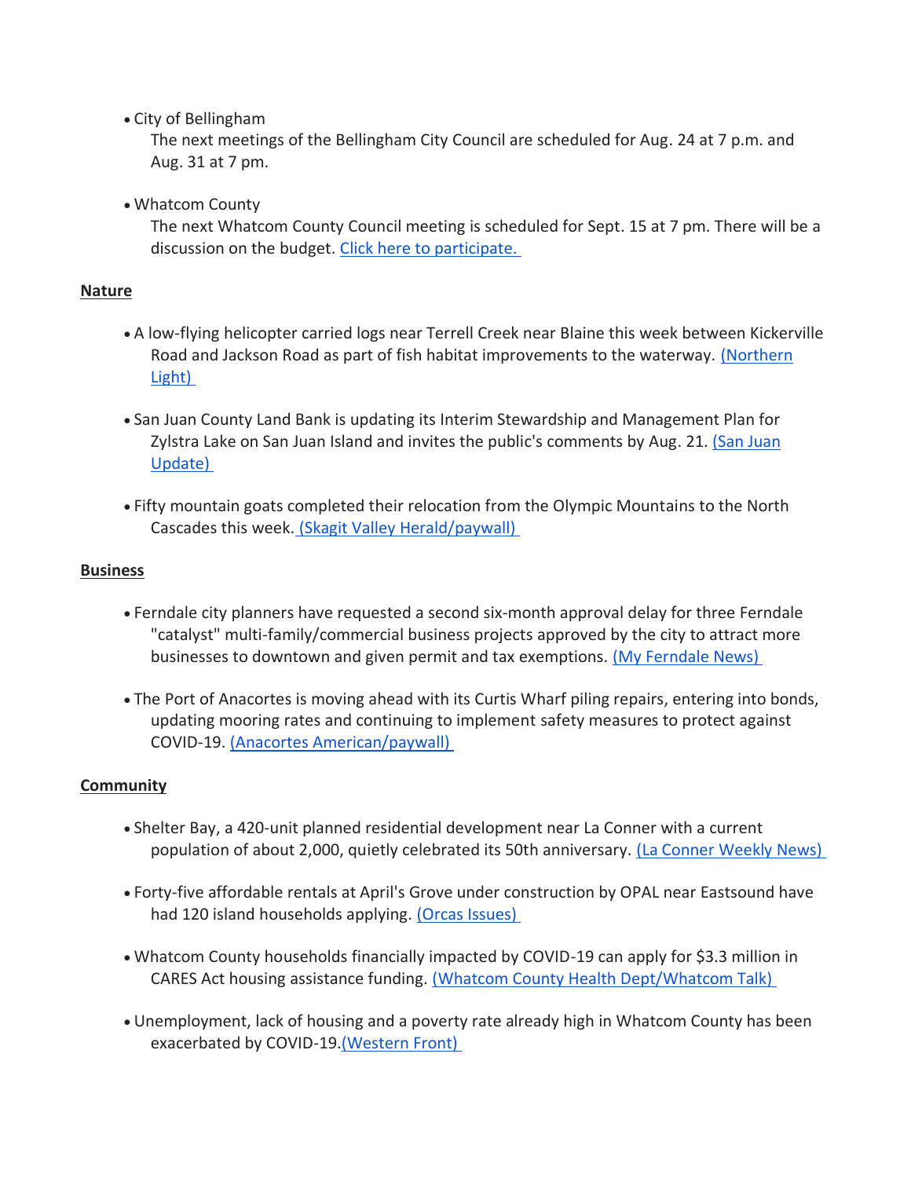- City of Bellingham
  The next meetings of the Bellingham City Council are scheduled for Aug. 24 at 7 p.m. and Aug. 31 at 7 pm.

- Whatcom County
  The next Whatcom County Council meeting is scheduled for Sept. 15 at 7 pm. There will be a discussion on the budget. Click here to participate.

**Nature**

- A low-flying helicopter carried logs near Terrell Creek near Blaine this week between Kickerville Road and Jackson Road as part of fish habitat improvements to the waterway. (Northern Light)

- San Juan County Land Bank is updating its Interim Stewardship and Management Plan for Zylstra Lake on San Juan Island and invites the public's comments by Aug. 21. (San Juan Update)

- Fifty mountain goats completed their relocation from the Olympic Mountains to the North Cascades this week. (Skagit Valley Herald/paywall)

**Business**

- Ferndale city planners have requested a second six-month approval delay for three Ferndale "catalyst" multi-family/commercial business projects approved by the city to attract more businesses to downtown and given permit and tax exemptions. (My Ferndale News)

- The Port of Anacortes is moving ahead with its Curtis Wharf piling repairs, entering into bonds, updating mooring rates and continuing to implement safety measures to protect against COVID-19. (Anacortes American/paywall)

**Community**

- Shelter Bay, a 420-unit planned residential development near La Conner with a current population of about 2,000, quietly celebrated its 50th anniversary. (La Conner Weekly News)

- Forty-five affordable rentals at April's Grove under construction by OPAL near Eastsound have had 120 island households applying. (Orcas Issues)

- Whatcom County households financially impacted by COVID-19 can apply for $3.3 million in CARES Act housing assistance funding. (Whatcom County Health Dept/Whatcom Talk)

- Unemployment, lack of housing and a poverty rate already high in Whatcom County has been exacerbated by COVID-19.(Western Front)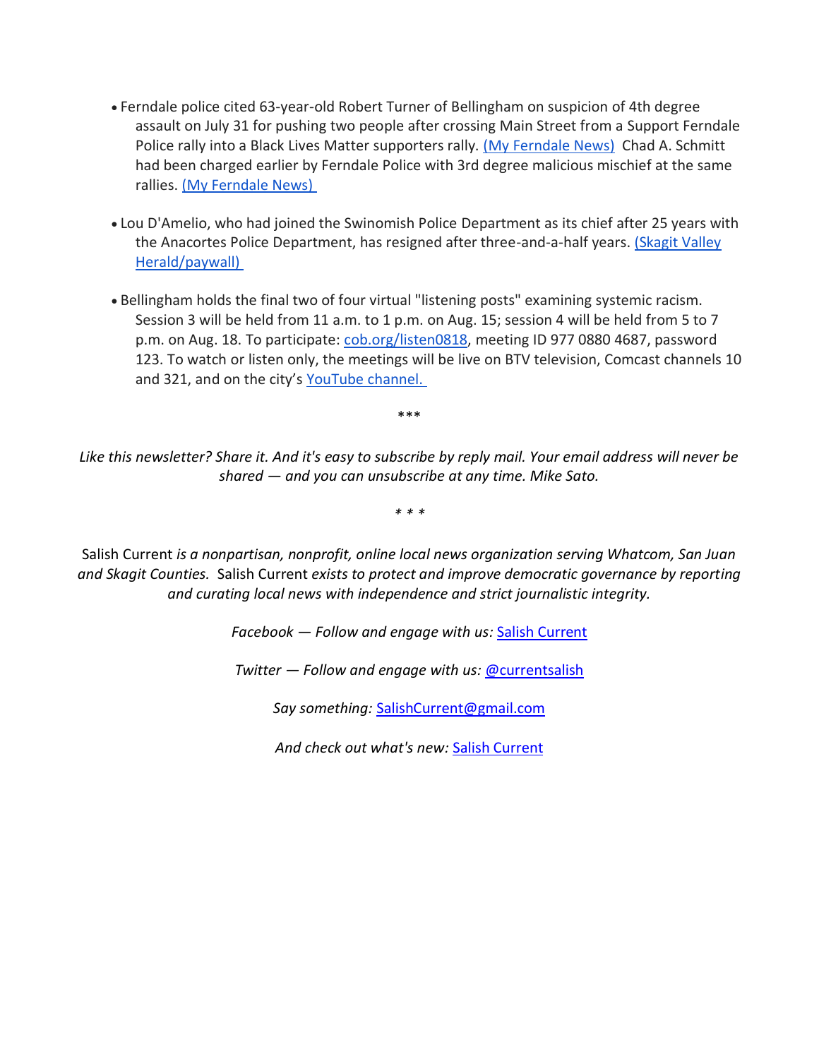- Ferndale police cited 63-year-old Robert Turner of Bellingham on suspicion of 4th degree assault on July 31 for pushing two people after crossing Main Street from a Support Ferndale Police rally into a Black Lives Matter supporters rally. (My Ferndale News) Chad A. Schmitt had been charged earlier by Ferndale Police with 3rd degree malicious mischief at the same rallies. (My Ferndale News)

- Lou D'Amelio, who had joined the Swinomish Police Department as its chief after 25 years with the Anacortes Police Department, has resigned after three-and-a-half years. (Skagit Valley Herald/paywall)

- Bellingham holds the final two of four virtual "listening posts" examining systemic racism. Session 3 will be held from 11 a.m. to 1 p.m. on Aug. 15; session 4 will be held from 5 to 7 p.m. on Aug. 18. To participate: cob.org/listen0818, meeting ID 977 0880 4687, password 123. To watch or listen only, the meetings will be live on BTV television, Comcast channels 10 and 321, and on the city's YouTube channel.

***

*Like this newsletter? Share it. And it's easy to subscribe by reply mail. Your email address will never be shared — and you can unsubscribe at any time. Mike Sato.*

* * *

Salish Current *is a nonpartisan, nonprofit, online local news organization serving Whatcom, San Juan and Skagit Counties.* Salish Current *exists to protect and improve democratic governance by reporting and curating local news with independence and strict journalistic integrity.*

*Facebook — Follow and engage with us:* Salish Current

*Twitter — Follow and engage with us:* @currentsalish

*Say something:* SalishCurrent@gmail.com

*And check out what's new:* Salish Current